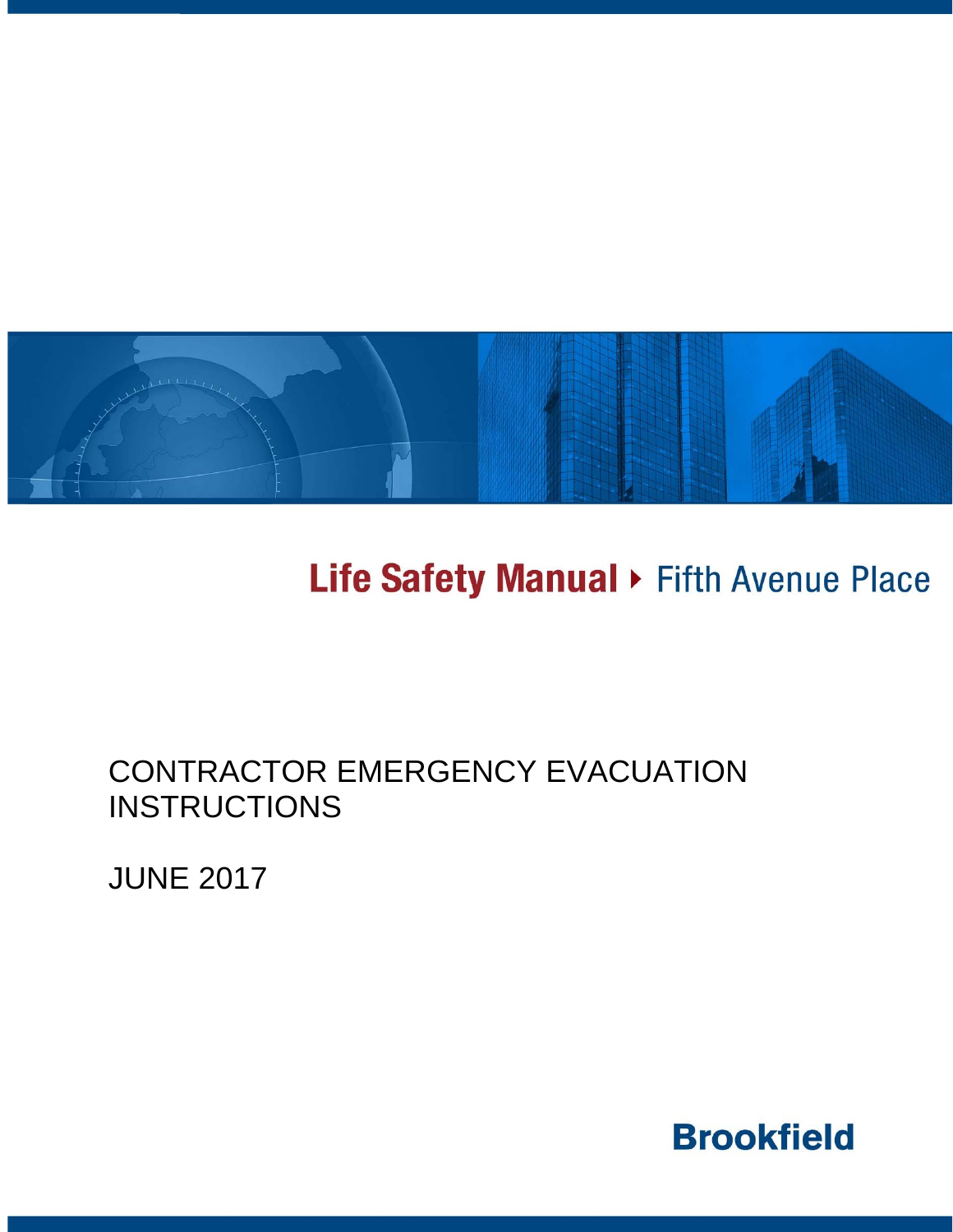# Life Safety Manual ▸ Fifth Avenue Place

## CONTRACTOR EMERGENCY EVACUATION INSTRUCTIONS

JUNE 2017

**Brookfield**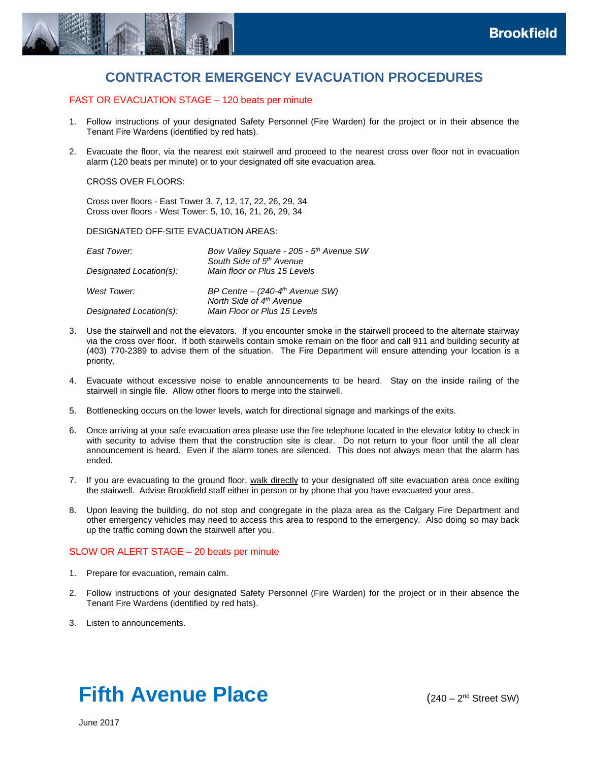# CONTRACTOR EMERGENCY EVACUATION PROCEDURES

## FAST OR EVACUATION STAGE – 120 beats per minute

1. Follow instructions of your designated Safety Personnel (Fire Warden) for the project or in their absence the Tenant Fire Wardens (identified by red hats).

2. Evacuate the floor, via the nearest exit stairwell and proceed to the nearest cross over floor not in evacuation alarm (120 beats per minute) or to your designated off site evacuation area.

   CROSS OVER FLOORS:

   Cross over floors - East Tower 3, 7, 12, 17, 22, 26, 29, 34
   Cross over floors - West Tower: 5, 10, 16, 21, 26, 29, 34

   DESIGNATED OFF-SITE EVACUATION AREAS:

   | | |
   |---|---|
   | *East Tower:* | *Bow Valley Square - 205 - 5th Avenue SW South Side of 5th Avenue* |
   | *Designated Location(s):* | *Main floor or Plus 15 Levels* |
   | *West Tower:* | *BP Centre – (240-4th Avenue SW) North Side of 4th Avenue* |
   | *Designated Location(s):* | *Main Floor or Plus 15 Levels* |

3. Use the stairwell and not the elevators. If you encounter smoke in the stairwell proceed to the alternate stairway via the cross over floor. If both stairwells contain smoke remain on the floor and call 911 and building security at (403) 770-2389 to advise them of the situation. The Fire Department will ensure attending your location is a priority.

4. Evacuate without excessive noise to enable announcements to be heard. Stay on the inside railing of the stairwell in single file. Allow other floors to merge into the stairwell.

5. Bottlenecking occurs on the lower levels, watch for directional signage and markings of the exits.

6. Once arriving at your safe evacuation area please use the fire telephone located in the elevator lobby to check in with security to advise them that the construction site is clear. Do not return to your floor until the all clear announcement is heard. Even if the alarm tones are silenced. This does not always mean that the alarm has ended.

7. If you are evacuating to the ground floor, walk directly to your designated off site evacuation area once exiting the stairwell. Advise Brookfield staff either in person or by phone that you have evacuated your area.

8. Upon leaving the building, do not stop and congregate in the plaza area as the Calgary Fire Department and other emergency vehicles may need to access this area to respond to the emergency. Also doing so may back up the traffic coming down the stairwell after you.

## SLOW OR ALERT STAGE – 20 beats per minute

1. Prepare for evacuation, remain calm.

2. Follow instructions of your designated Safety Personnel (Fire Warden) for the project or in their absence the Tenant Fire Wardens (identified by red hats).

3. Listen to announcements.

# Fifth Avenue Place

(240 – 2nd Street SW)

June 2017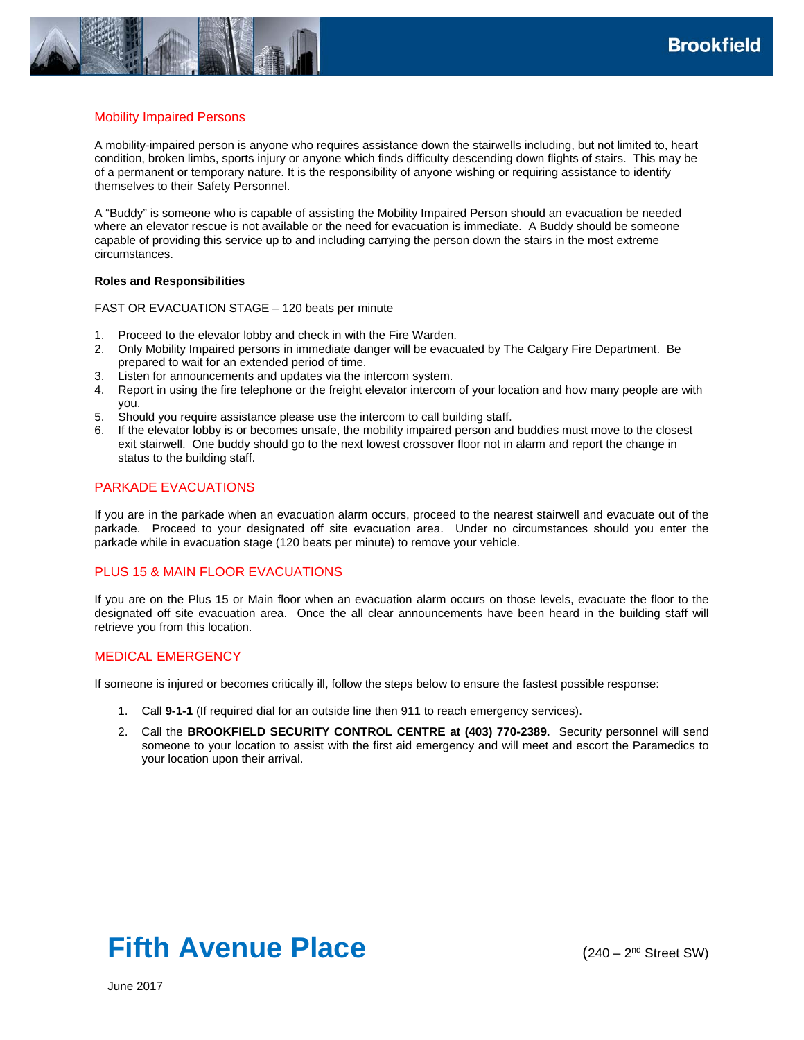## Mobility Impaired Persons

A mobility-impaired person is anyone who requires assistance down the stairwells including, but not limited to, heart condition, broken limbs, sports injury or anyone which finds difficulty descending down flights of stairs. This may be of a permanent or temporary nature. It is the responsibility of anyone wishing or requiring assistance to identify themselves to their Safety Personnel.

A "Buddy" is someone who is capable of assisting the Mobility Impaired Person should an evacuation be needed where an elevator rescue is not available or the need for evacuation is immediate. A Buddy should be someone capable of providing this service up to and including carrying the person down the stairs in the most extreme circumstances.

**Roles and Responsibilities**

FAST OR EVACUATION STAGE – 120 beats per minute

1. Proceed to the elevator lobby and check in with the Fire Warden.
2. Only Mobility Impaired persons in immediate danger will be evacuated by The Calgary Fire Department. Be prepared to wait for an extended period of time.
3. Listen for announcements and updates via the intercom system.
4. Report in using the fire telephone or the freight elevator intercom of your location and how many people are with you.
5. Should you require assistance please use the intercom to call building staff.
6. If the elevator lobby is or becomes unsafe, the mobility impaired person and buddies must move to the closest exit stairwell. One buddy should go to the next lowest crossover floor not in alarm and report the change in status to the building staff.

## PARKADE EVACUATIONS

If you are in the parkade when an evacuation alarm occurs, proceed to the nearest stairwell and evacuate out of the parkade. Proceed to your designated off site evacuation area. Under no circumstances should you enter the parkade while in evacuation stage (120 beats per minute) to remove your vehicle.

## PLUS 15 & MAIN FLOOR EVACUATIONS

If you are on the Plus 15 or Main floor when an evacuation alarm occurs on those levels, evacuate the floor to the designated off site evacuation area. Once the all clear announcements have been heard in the building staff will retrieve you from this location.

## MEDICAL EMERGENCY

If someone is injured or becomes critically ill, follow the steps below to ensure the fastest possible response:

1. Call **9-1-1** (If required dial for an outside line then 911 to reach emergency services).
2. Call the **BROOKFIELD SECURITY CONTROL CENTRE at (403) 770-2389.** Security personnel will send someone to your location to assist with the first aid emergency and will meet and escort the Paramedics to your location upon their arrival.